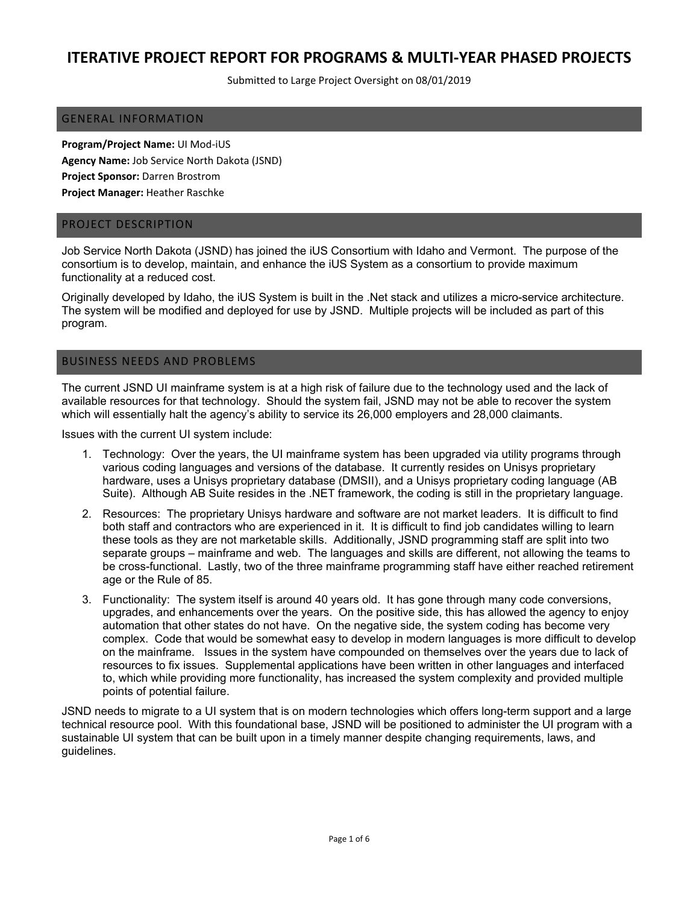# ITERATIVE PROJECT REPORT FOR PROGRAMS & MULTI-YEAR PHASED PROJECTS

Submitted to Large Project Oversight on 08/01/2019

## GENERAL INFORMATION

**Program/Project Name:** UI Mod-iUS
**Agency Name:** Job Service North Dakota (JSND)
**Project Sponsor:** Darren Brostrom
**Project Manager:** Heather Raschke

## PROJECT DESCRIPTION

Job Service North Dakota (JSND) has joined the iUS Consortium with Idaho and Vermont. The purpose of the consortium is to develop, maintain, and enhance the iUS System as a consortium to provide maximum functionality at a reduced cost.

Originally developed by Idaho, the iUS System is built in the .Net stack and utilizes a micro-service architecture. The system will be modified and deployed for use by JSND. Multiple projects will be included as part of this program.

## BUSINESS NEEDS AND PROBLEMS

The current JSND UI mainframe system is at a high risk of failure due to the technology used and the lack of available resources for that technology. Should the system fail, JSND may not be able to recover the system which will essentially halt the agency's ability to service its 26,000 employers and 28,000 claimants.

Issues with the current UI system include:

1. Technology: Over the years, the UI mainframe system has been upgraded via utility programs through various coding languages and versions of the database. It currently resides on Unisys proprietary hardware, uses a Unisys proprietary database (DMSII), and a Unisys proprietary coding language (AB Suite). Although AB Suite resides in the .NET framework, the coding is still in the proprietary language.
2. Resources: The proprietary Unisys hardware and software are not market leaders. It is difficult to find both staff and contractors who are experienced in it. It is difficult to find job candidates willing to learn these tools as they are not marketable skills. Additionally, JSND programming staff are split into two separate groups – mainframe and web. The languages and skills are different, not allowing the teams to be cross-functional. Lastly, two of the three mainframe programming staff have either reached retirement age or the Rule of 85.
3. Functionality: The system itself is around 40 years old. It has gone through many code conversions, upgrades, and enhancements over the years. On the positive side, this has allowed the agency to enjoy automation that other states do not have. On the negative side, the system coding has become very complex. Code that would be somewhat easy to develop in modern languages is more difficult to develop on the mainframe. Issues in the system have compounded on themselves over the years due to lack of resources to fix issues. Supplemental applications have been written in other languages and interfaced to, which while providing more functionality, has increased the system complexity and provided multiple points of potential failure.

JSND needs to migrate to a UI system that is on modern technologies which offers long-term support and a large technical resource pool. With this foundational base, JSND will be positioned to administer the UI program with a sustainable UI system that can be built upon in a timely manner despite changing requirements, laws, and guidelines.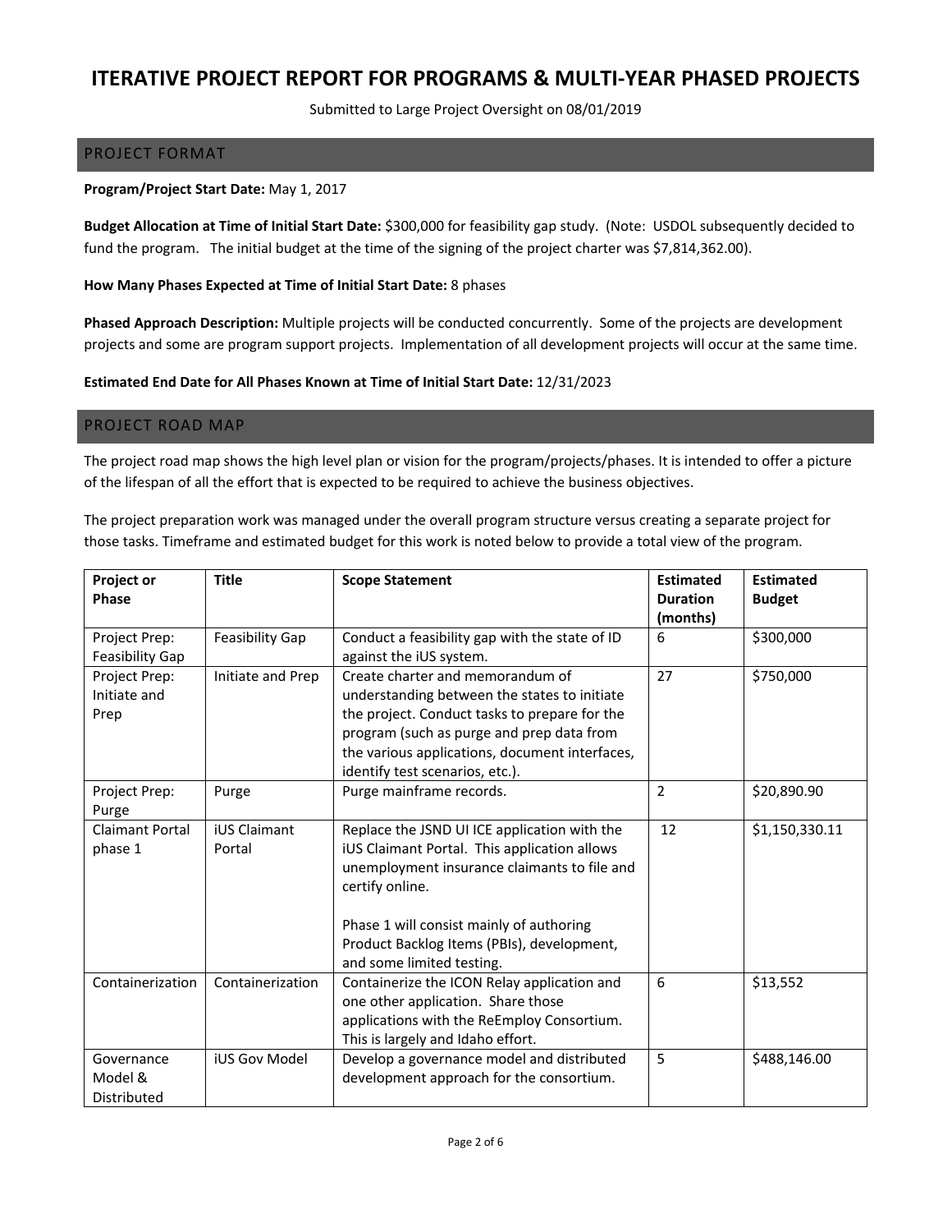# ITERATIVE PROJECT REPORT FOR PROGRAMS & MULTI-YEAR PHASED PROJECTS

Submitted to Large Project Oversight on 08/01/2019

## PROJECT FORMAT

**Program/Project Start Date:** May 1, 2017

**Budget Allocation at Time of Initial Start Date:** $300,000 for feasibility gap study. (Note: USDOL subsequently decided to fund the program. The initial budget at the time of the signing of the project charter was $7,814,362.00).

**How Many Phases Expected at Time of Initial Start Date:** 8 phases

**Phased Approach Description:** Multiple projects will be conducted concurrently. Some of the projects are development projects and some are program support projects. Implementation of all development projects will occur at the same time.

**Estimated End Date for All Phases Known at Time of Initial Start Date:** 12/31/2023

## PROJECT ROAD MAP

The project road map shows the high level plan or vision for the program/projects/phases. It is intended to offer a picture of the lifespan of all the effort that is expected to be required to achieve the business objectives.

The project preparation work was managed under the overall program structure versus creating a separate project for those tasks. Timeframe and estimated budget for this work is noted below to provide a total view of the program.

| Project or Phase | Title | Scope Statement | Estimated Duration (months) | Estimated Budget |
|---|---|---|---|---|
| Project Prep: Feasibility Gap | Feasibility Gap | Conduct a feasibility gap with the state of ID against the iUS system. | 6 | $300,000 |
| Project Prep: Initiate and Prep | Initiate and Prep | Create charter and memorandum of understanding between the states to initiate the project. Conduct tasks to prepare for the program (such as purge and prep data from the various applications, document interfaces, identify test scenarios, etc.). | 27 | $750,000 |
| Project Prep: Purge | Purge | Purge mainframe records. | 2 | $20,890.90 |
| Claimant Portal phase 1 | iUS Claimant Portal | Replace the JSND UI ICE application with the iUS Claimant Portal. This application allows unemployment insurance claimants to file and certify online.<br><br>Phase 1 will consist mainly of authoring Product Backlog Items (PBIs), development, and some limited testing. | 12 | $1,150,330.11 |
| Containerization | Containerization | Containerize the ICON Relay application and one other application. Share those applications with the ReEmploy Consortium. This is largely and Idaho effort. | 6 | $13,552 |
| Governance Model & Distributed | iUS Gov Model | Develop a governance model and distributed development approach for the consortium. | 5 | $488,146.00 |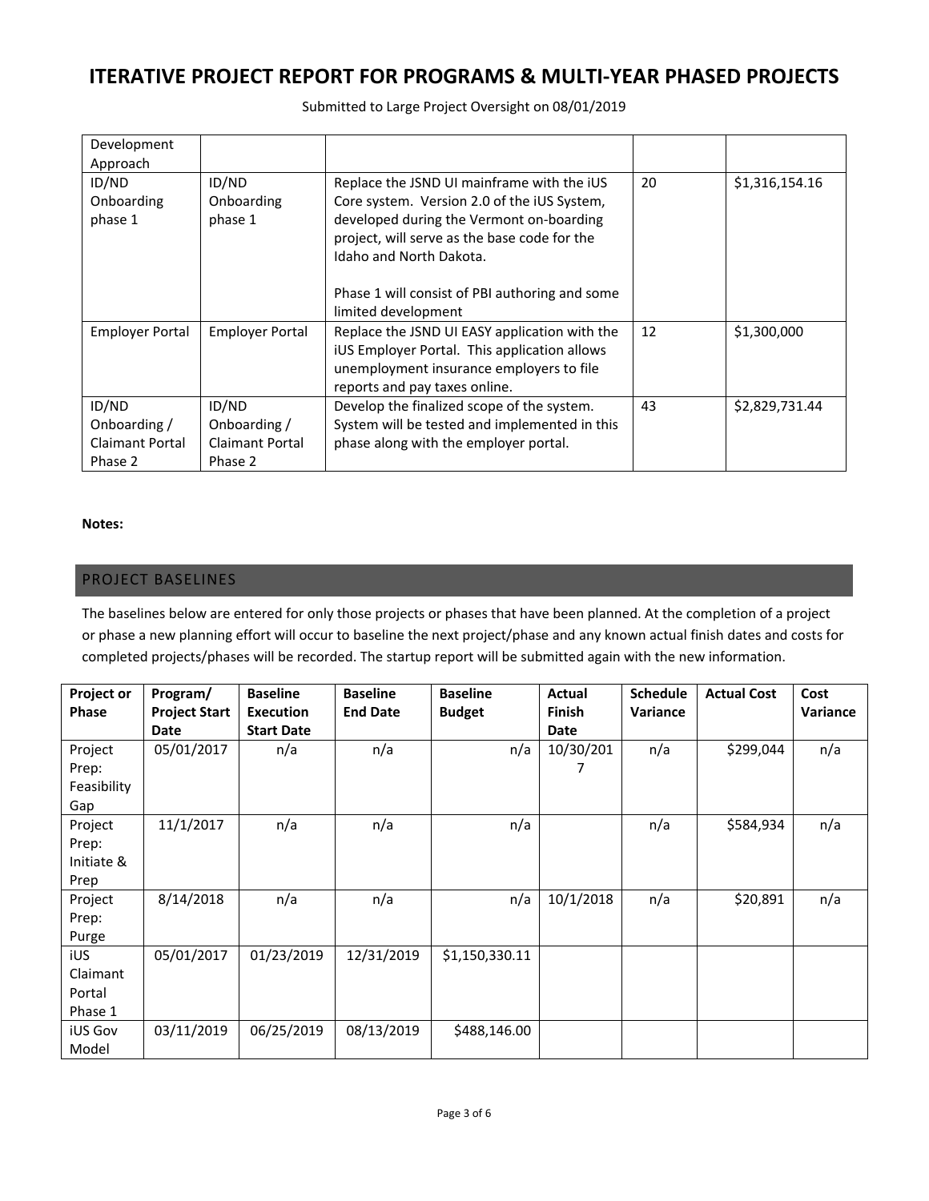# ITERATIVE PROJECT REPORT FOR PROGRAMS & MULTI-YEAR PHASED PROJECTS

Submitted to Large Project Oversight on 08/01/2019

| | | | | |
|---|---|---|---|---|
| Development Approach | | | | |
| ID/ND Onboarding phase 1 | ID/ND Onboarding phase 1 | Replace the JSND UI mainframe with the iUS Core system. Version 2.0 of the iUS System, developed during the Vermont on-boarding project, will serve as the base code for the Idaho and North Dakota.<br><br>Phase 1 will consist of PBI authoring and some limited development | 20 | $1,316,154.16 |
| Employer Portal | Employer Portal | Replace the JSND UI EASY application with the iUS Employer Portal. This application allows unemployment insurance employers to file reports and pay taxes online. | 12 | $1,300,000 |
| ID/ND Onboarding / Claimant Portal Phase 2 | ID/ND Onboarding / Claimant Portal Phase 2 | Develop the finalized scope of the system. System will be tested and implemented in this phase along with the employer portal. | 43 | $2,829,731.44 |

**Notes:**

## PROJECT BASELINES

The baselines below are entered for only those projects or phases that have been planned. At the completion of a project or phase a new planning effort will occur to baseline the next project/phase and any known actual finish dates and costs for completed projects/phases will be recorded. The startup report will be submitted again with the new information.

| Project or Phase | Program/ Project Start Date | Baseline Execution Start Date | Baseline End Date | Baseline Budget | Actual Finish Date | Schedule Variance | Actual Cost | Cost Variance |
|---|---|---|---|---|---|---|---|---|
| Project Prep: Feasibility Gap | 05/01/2017 | n/a | n/a | n/a | 10/30/2017 | n/a | $299,044 | n/a |
| Project Prep: Initiate & Prep | 11/1/2017 | n/a | n/a | n/a | | n/a | $584,934 | n/a |
| Project Prep: Purge | 8/14/2018 | n/a | n/a | n/a | 10/1/2018 | n/a | $20,891 | n/a |
| iUS Claimant Portal Phase 1 | 05/01/2017 | 01/23/2019 | 12/31/2019 | $1,150,330.11 | | | | |
| iUS Gov Model | 03/11/2019 | 06/25/2019 | 08/13/2019 | $488,146.00 | | | | |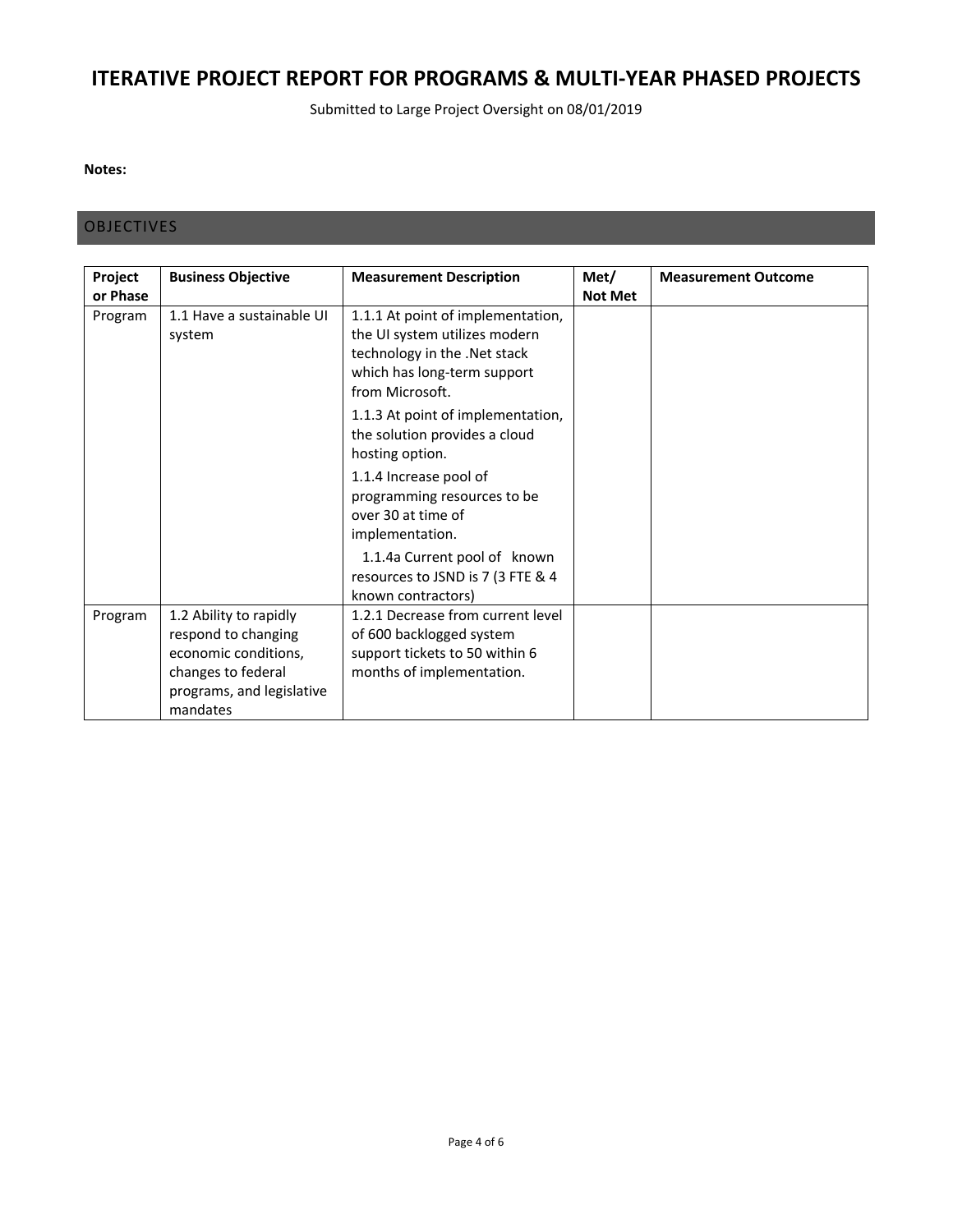# ITERATIVE PROJECT REPORT FOR PROGRAMS & MULTI-YEAR PHASED PROJECTS

Submitted to Large Project Oversight on 08/01/2019

**Notes:**

## OBJECTIVES

| Project or Phase | Business Objective | Measurement Description | Met/ Not Met | Measurement Outcome |
|---|---|---|---|---|
| Program | 1.1 Have a sustainable UI system | 1.1.1 At point of implementation, the UI system utilizes modern technology in the .Net stack which has long-term support from Microsoft.<br><br>1.1.3 At point of implementation, the solution provides a cloud hosting option.<br><br>1.1.4 Increase pool of programming resources to be over 30 at time of implementation.<br><br>1.1.4a Current pool of known resources to JSND is 7 (3 FTE & 4 known contractors) | | |
| Program | 1.2 Ability to rapidly respond to changing economic conditions, changes to federal programs, and legislative mandates | 1.2.1 Decrease from current level of 600 backlogged system support tickets to 50 within 6 months of implementation. | | |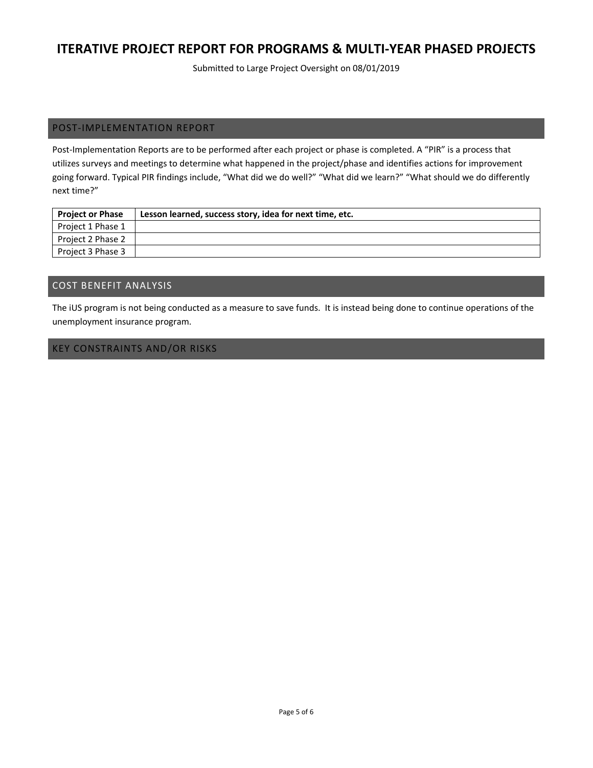# ITERATIVE PROJECT REPORT FOR PROGRAMS & MULTI-YEAR PHASED PROJECTS

Submitted to Large Project Oversight on 08/01/2019

## POST-IMPLEMENTATION REPORT

Post-Implementation Reports are to be performed after each project or phase is completed. A "PIR" is a process that utilizes surveys and meetings to determine what happened in the project/phase and identifies actions for improvement going forward. Typical PIR findings include, "What did we do well?" "What did we learn?" "What should we do differently next time?"

| Project or Phase | Lesson learned, success story, idea for next time, etc. |
|---|---|
| Project 1 Phase 1 | |
| Project 2 Phase 2 | |
| Project 3 Phase 3 | |

## COST BENEFIT ANALYSIS

The iUS program is not being conducted as a measure to save funds. It is instead being done to continue operations of the unemployment insurance program.

## KEY CONSTRAINTS AND/OR RISKS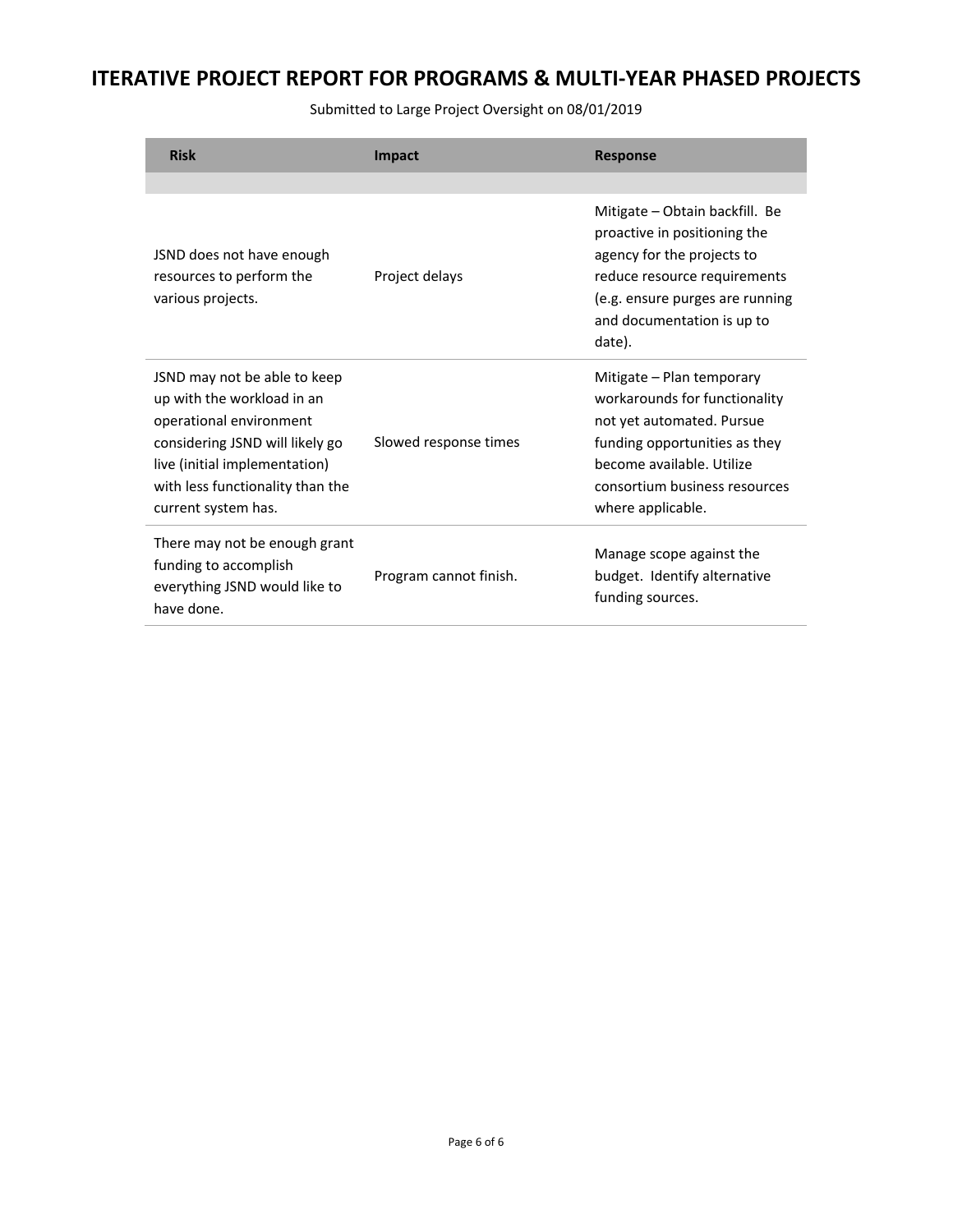| Risk | Impact | Response |
| --- | --- | --- |
| | | |
| JSND does not have enough resources to perform the various projects. | Project delays | Mitigate – Obtain backfill. Be proactive in positioning the agency for the projects to reduce resource requirements (e.g. ensure purges are running and documentation is up to date). |
| JSND may not be able to keep up with the workload in an operational environment considering JSND will likely go live (initial implementation) with less functionality than the current system has. | Slowed response times | Mitigate – Plan temporary workarounds for functionality not yet automated. Pursue funding opportunities as they become available. Utilize consortium business resources where applicable. |
| There may not be enough grant funding to accomplish everything JSND would like to have done. | Program cannot finish. | Manage scope against the budget. Identify alternative funding sources. |